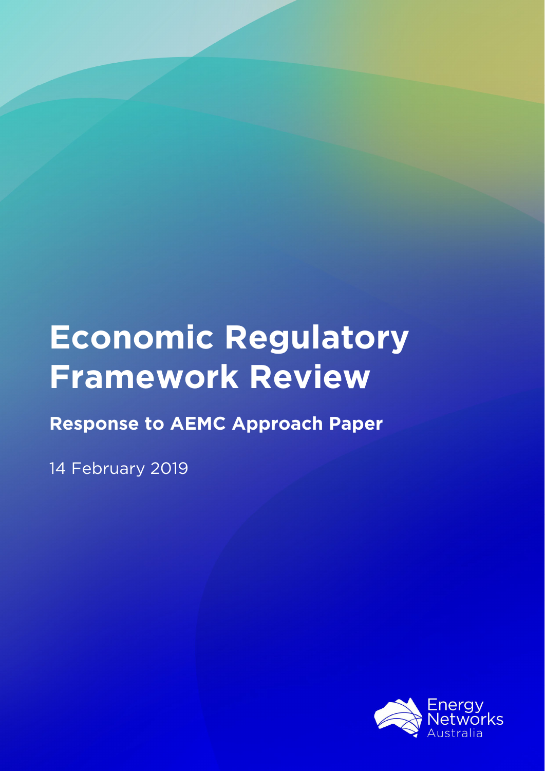# Economic Regulatory Framework Review

## Response to AEMC Approach Paper

14 February 2019

Energy Networks Australia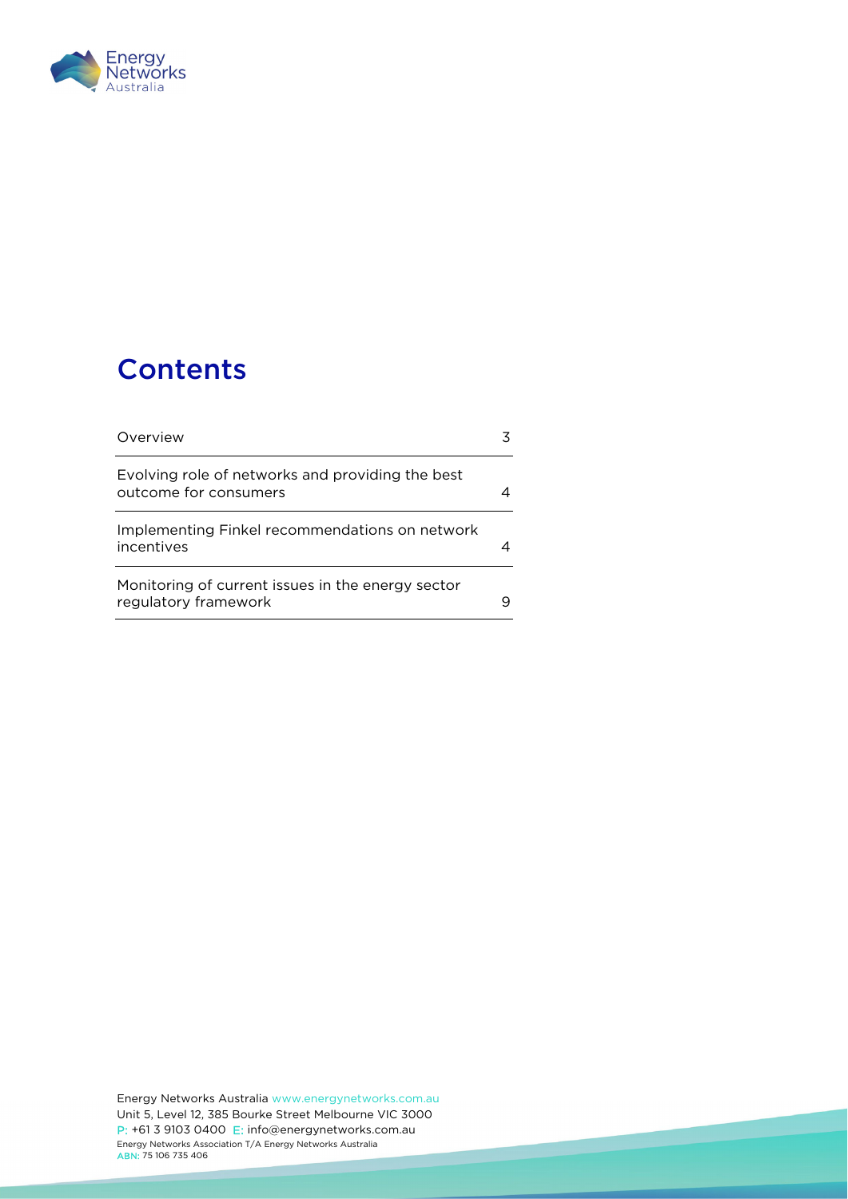# Contents

| | |
|---|---|
| Overview | 3 |
| Evolving role of networks and providing the best outcome for consumers | 4 |
| Implementing Finkel recommendations on network incentives | 4 |
| Monitoring of current issues in the energy sector regulatory framework | 9 |

Energy Networks Australia www.energynetworks.com.au
Unit 5, Level 12, 385 Bourke Street Melbourne VIC 3000
P: +61 3 9103 0400 E: info@energynetworks.com.au
Energy Networks Association T/A Energy Networks Australia
ABN: 75 106 735 406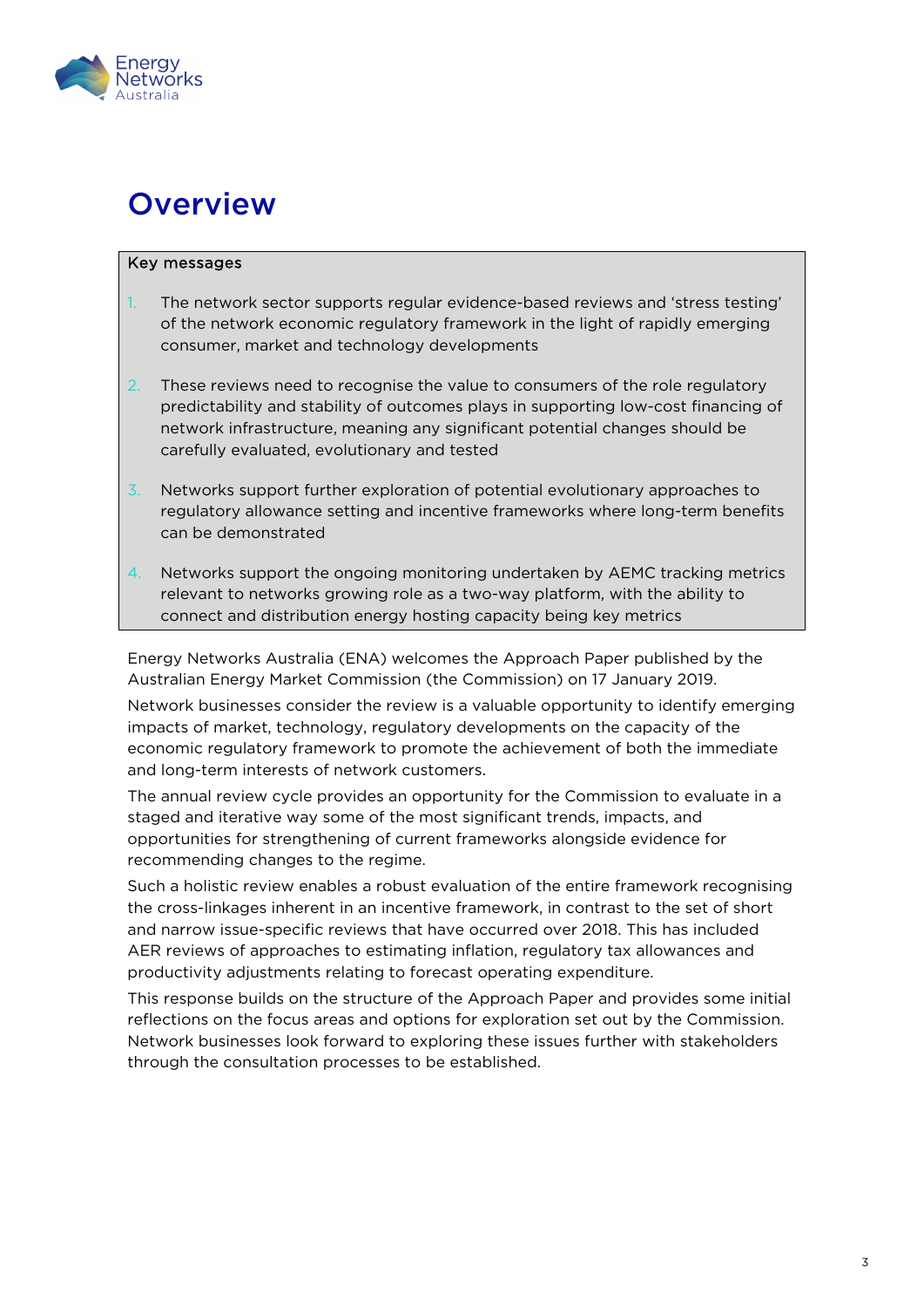# Overview

**Key messages**

1. The network sector supports regular evidence-based reviews and 'stress testing' of the network economic regulatory framework in the light of rapidly emerging consumer, market and technology developments
2. These reviews need to recognise the value to consumers of the role regulatory predictability and stability of outcomes plays in supporting low-cost financing of network infrastructure, meaning any significant potential changes should be carefully evaluated, evolutionary and tested
3. Networks support further exploration of potential evolutionary approaches to regulatory allowance setting and incentive frameworks where long-term benefits can be demonstrated
4. Networks support the ongoing monitoring undertaken by AEMC tracking metrics relevant to networks growing role as a two-way platform, with the ability to connect and distribution energy hosting capacity being key metrics

Energy Networks Australia (ENA) welcomes the Approach Paper published by the Australian Energy Market Commission (the Commission) on 17 January 2019.

Network businesses consider the review is a valuable opportunity to identify emerging impacts of market, technology, regulatory developments on the capacity of the economic regulatory framework to promote the achievement of both the immediate and long-term interests of network customers.

The annual review cycle provides an opportunity for the Commission to evaluate in a staged and iterative way some of the most significant trends, impacts, and opportunities for strengthening of current frameworks alongside evidence for recommending changes to the regime.

Such a holistic review enables a robust evaluation of the entire framework recognising the cross-linkages inherent in an incentive framework, in contrast to the set of short and narrow issue-specific reviews that have occurred over 2018. This has included AER reviews of approaches to estimating inflation, regulatory tax allowances and productivity adjustments relating to forecast operating expenditure.

This response builds on the structure of the Approach Paper and provides some initial reflections on the focus areas and options for exploration set out by the Commission. Network businesses look forward to exploring these issues further with stakeholders through the consultation processes to be established.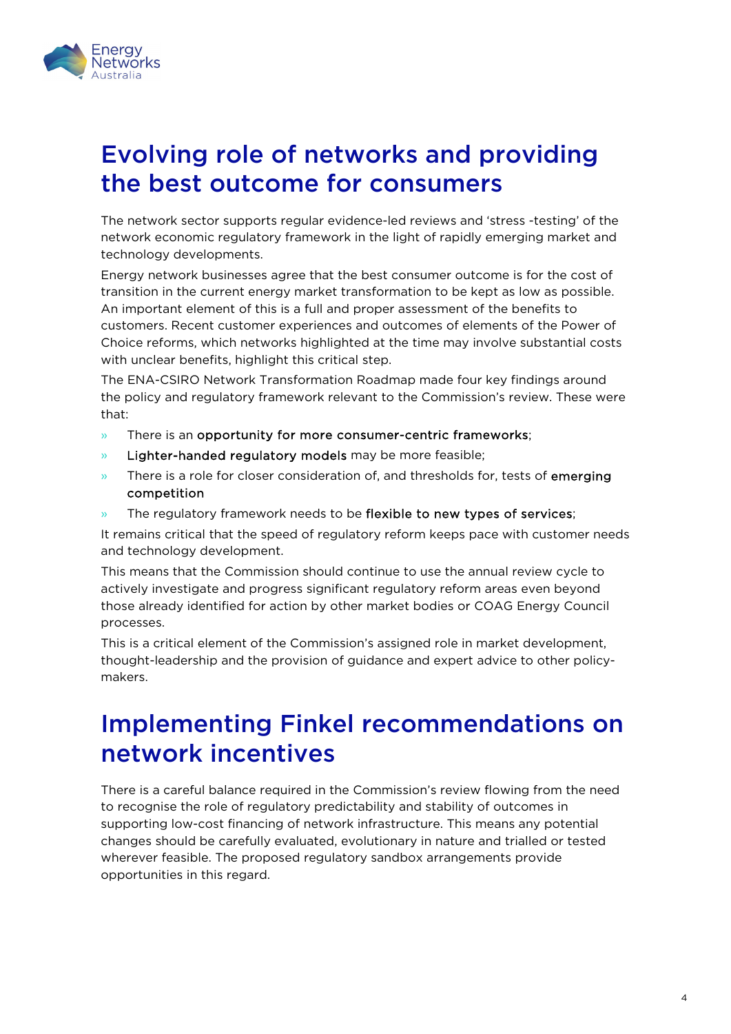# Evolving role of networks and providing the best outcome for consumers

The network sector supports regular evidence-led reviews and 'stress -testing' of the network economic regulatory framework in the light of rapidly emerging market and technology developments.

Energy network businesses agree that the best consumer outcome is for the cost of transition in the current energy market transformation to be kept as low as possible. An important element of this is a full and proper assessment of the benefits to customers. Recent customer experiences and outcomes of elements of the Power of Choice reforms, which networks highlighted at the time may involve substantial costs with unclear benefits, highlight this critical step.

The ENA-CSIRO Network Transformation Roadmap made four key findings around the policy and regulatory framework relevant to the Commission's review. These were that:

- There is an **opportunity for more consumer-centric frameworks**;
- **Lighter-handed regulatory models** may be more feasible;
- There is a role for closer consideration of, and thresholds for, tests of **emerging competition**
- The regulatory framework needs to be **flexible to new types of services**;

It remains critical that the speed of regulatory reform keeps pace with customer needs and technology development.

This means that the Commission should continue to use the annual review cycle to actively investigate and progress significant regulatory reform areas even beyond those already identified for action by other market bodies or COAG Energy Council processes.

This is a critical element of the Commission's assigned role in market development, thought-leadership and the provision of guidance and expert advice to other policy-makers.

# Implementing Finkel recommendations on network incentives

There is a careful balance required in the Commission's review flowing from the need to recognise the role of regulatory predictability and stability of outcomes in supporting low-cost financing of network infrastructure. This means any potential changes should be carefully evaluated, evolutionary in nature and trialled or tested wherever feasible. The proposed regulatory sandbox arrangements provide opportunities in this regard.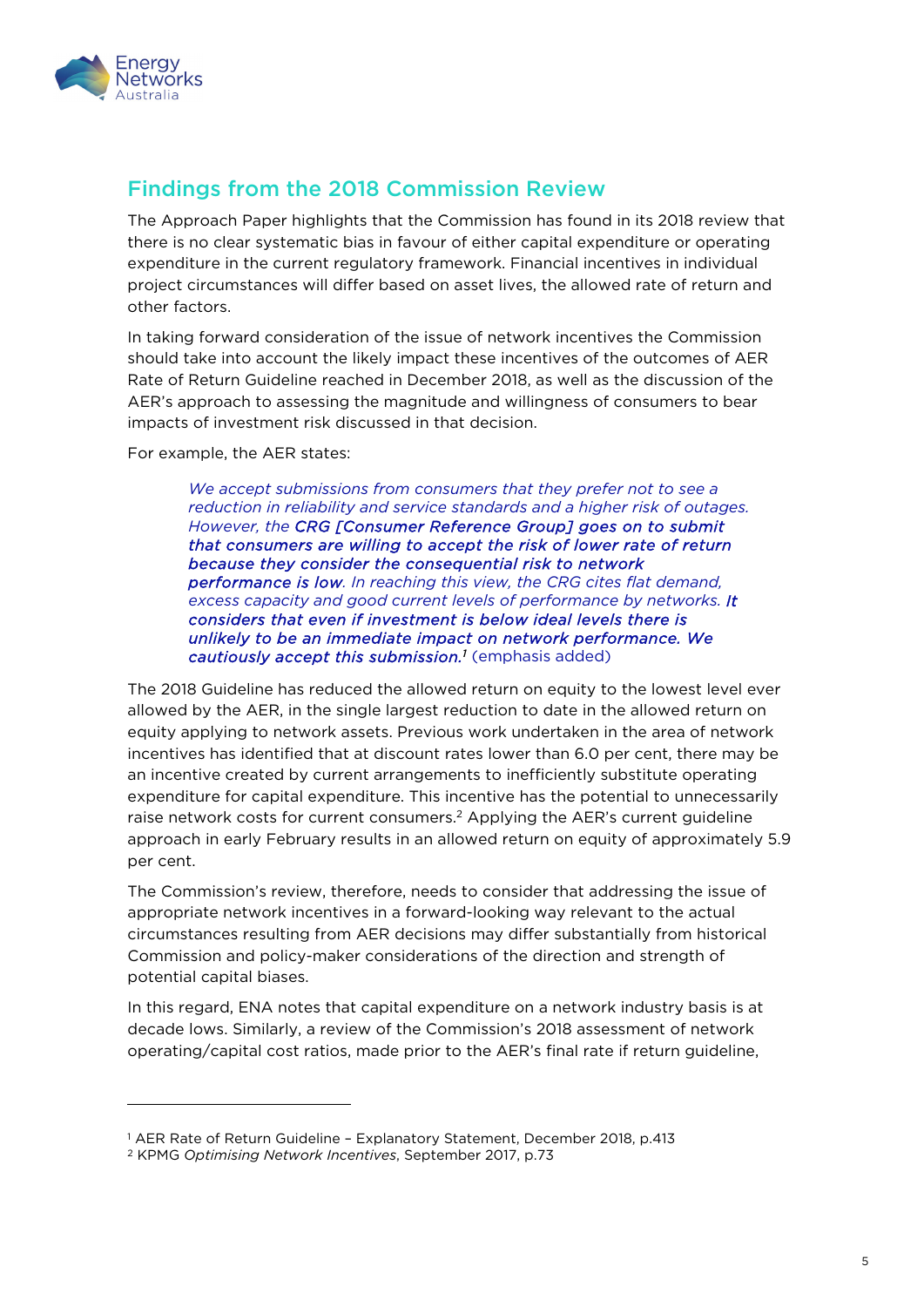## Findings from the 2018 Commission Review

The Approach Paper highlights that the Commission has found in its 2018 review that there is no clear systematic bias in favour of either capital expenditure or operating expenditure in the current regulatory framework. Financial incentives in individual project circumstances will differ based on asset lives, the allowed rate of return and other factors.

In taking forward consideration of the issue of network incentives the Commission should take into account the likely impact these incentives of the outcomes of AER Rate of Return Guideline reached in December 2018, as well as the discussion of the AER's approach to assessing the magnitude and willingness of consumers to bear impacts of investment risk discussed in that decision.

For example, the AER states:

> *We accept submissions from consumers that they prefer not to see a reduction in reliability and service standards and a higher risk of outages. However, the* ***CRG [Consumer Reference Group] goes on to submit that consumers are willing to accept the risk of lower rate of return because they consider the consequential risk to network performance is low****. In reaching this view, the CRG cites flat demand, excess capacity and good current levels of performance by networks.* ***It considers that even if investment is below ideal levels there is unlikely to be an immediate impact on network performance. We cautiously accept this submission.***[1] (emphasis added)

The 2018 Guideline has reduced the allowed return on equity to the lowest level ever allowed by the AER, in the single largest reduction to date in the allowed return on equity applying to network assets. Previous work undertaken in the area of network incentives has identified that at discount rates lower than 6.0 per cent, there may be an incentive created by current arrangements to inefficiently substitute operating expenditure for capital expenditure. This incentive has the potential to unnecessarily raise network costs for current consumers.[2] Applying the AER's current guideline approach in early February results in an allowed return on equity of approximately 5.9 per cent.

The Commission's review, therefore, needs to consider that addressing the issue of appropriate network incentives in a forward-looking way relevant to the actual circumstances resulting from AER decisions may differ substantially from historical Commission and policy-maker considerations of the direction and strength of potential capital biases.

In this regard, ENA notes that capital expenditure on a network industry basis is at decade lows. Similarly, a review of the Commission's 2018 assessment of network operating/capital cost ratios, made prior to the AER's final rate if return guideline,

---

[1] AER Rate of Return Guideline – Explanatory Statement, December 2018, p.413

[2] KPMG *Optimising Network Incentives*, September 2017, p.73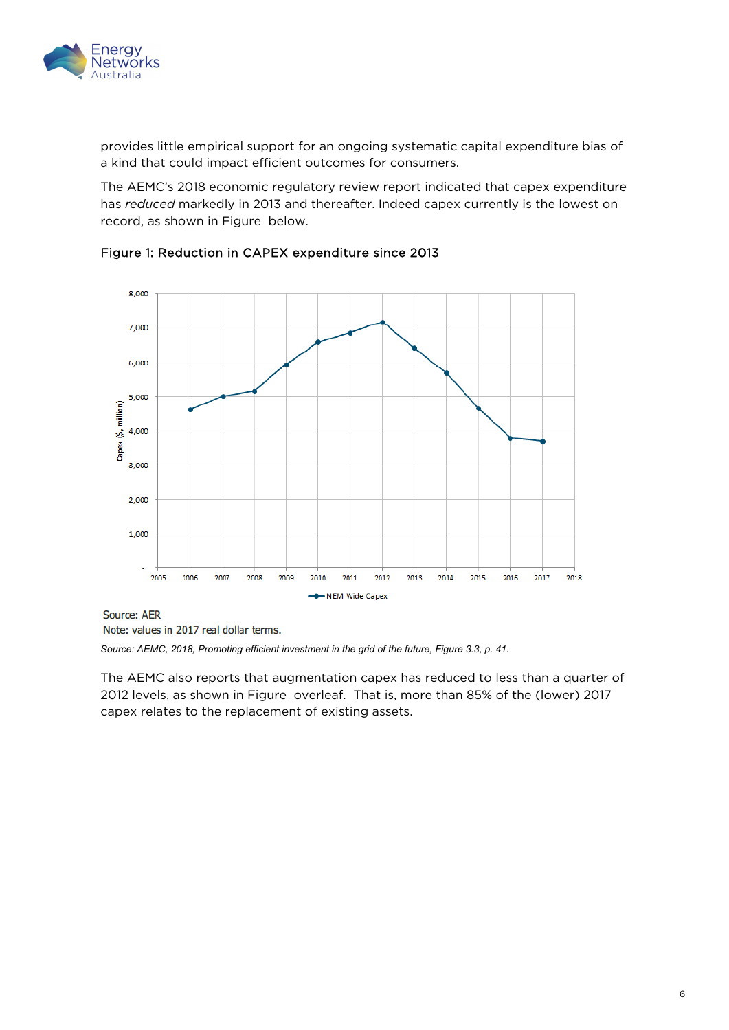provides little empirical support for an ongoing systematic capital expenditure bias of a kind that could impact efficient outcomes for consumers.

The AEMC's 2018 economic regulatory review report indicated that capex expenditure has *reduced* markedly in 2013 and thereafter. Indeed capex currently is the lowest on record, as shown in Figure below.

Figure 1: Reduction in CAPEX expenditure since 2013

Capex ($, million)

8,000
7,000
6,000
5,000
4,000
3,000
2,000
1,000
-

2005 2006 2007 2008 2009 2010 2011 2012 2013 2014 2015 2016 2017 2018

NEM Wide Capex

Source: AER
Note: values in 2017 real dollar terms.

*Source: AEMC, 2018, Promoting efficient investment in the grid of the future, Figure 3.3, p. 41.*

The AEMC also reports that augmentation capex has reduced to less than a quarter of 2012 levels, as shown in Figure overleaf. That is, more than 85% of the (lower) 2017 capex relates to the replacement of existing assets.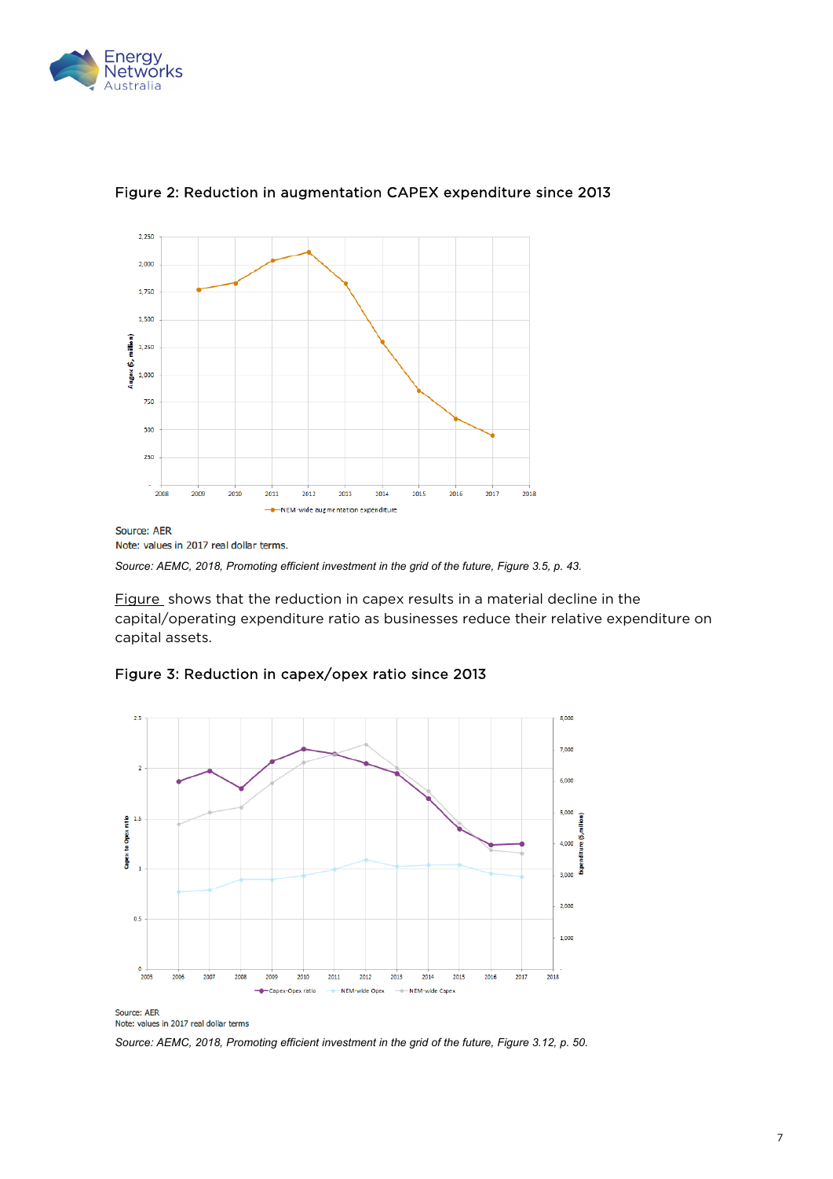Figure 2: Reduction in augmentation CAPEX expenditure since 2013

2,250
2,000
1,750
1,500
1,250
1,000
750
500
250
-

Augex ($, million)

2008 2009 2010 2011 2012 2013 2014 2015 2016 2017 2018

NEM-wide augmentation expenditure

Source: AER
Note: values in 2017 real dollar terms.

*Source: AEMC, 2018, Promoting efficient investment in the grid of the future, Figure 3.5, p. 43.*

Figure shows that the reduction in capex results in a material decline in the capital/operating expenditure ratio as businesses reduce their relative expenditure on capital assets.

Figure 3: Reduction in capex/opex ratio since 2013

2.5
2
1.5
1
0.5
0

Capex to Opex ratio

8,000
7,000
6,000
5,000
4,000
3,000
2,000
1,000
-

Expenditure ($, million)

2005 2006 2007 2008 2009 2010 2011 2012 2013 2014 2015 2016 2017 2018

Capex-Opex ratio    NEM-wide Opex    NEM-wide Capex

Source: AER
Note: values in 2017 real dollar terms

*Source: AEMC, 2018, Promoting efficient investment in the grid of the future, Figure 3.12, p. 50.*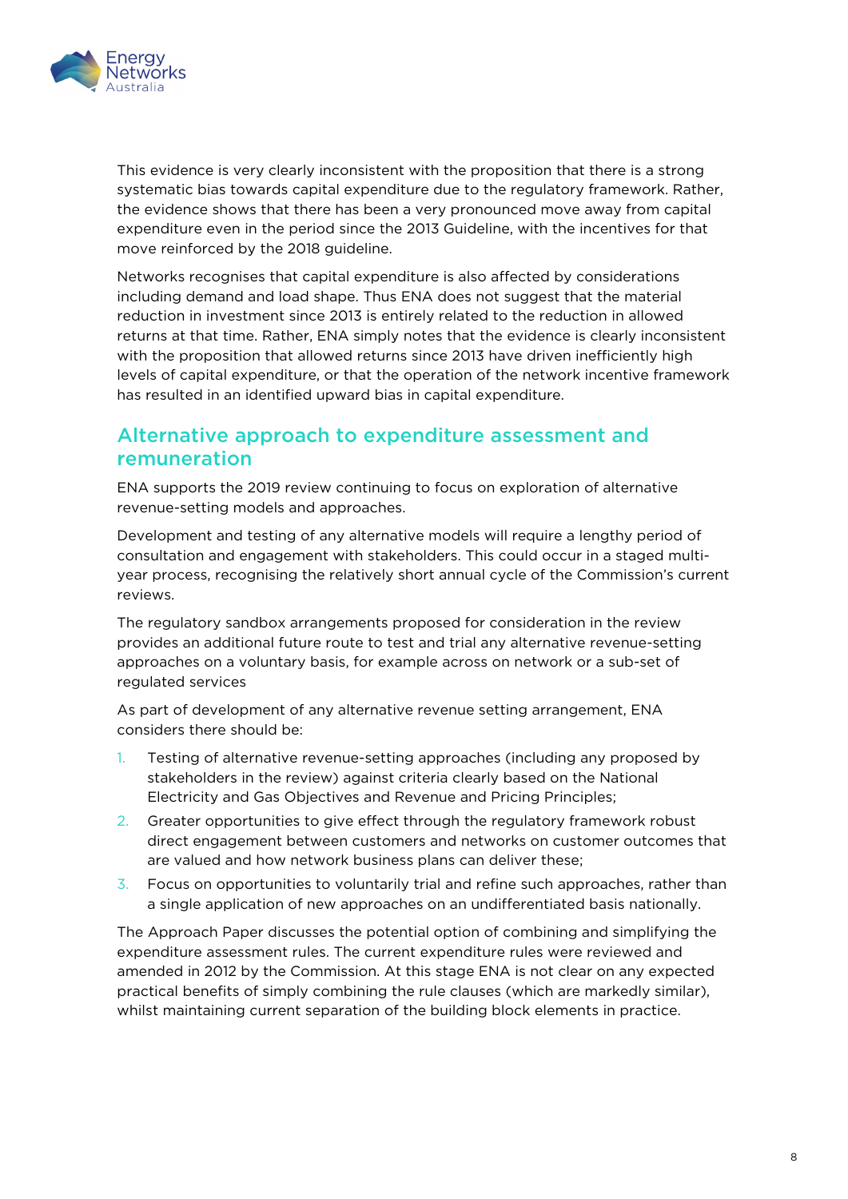This evidence is very clearly inconsistent with the proposition that there is a strong systematic bias towards capital expenditure due to the regulatory framework. Rather, the evidence shows that there has been a very pronounced move away from capital expenditure even in the period since the 2013 Guideline, with the incentives for that move reinforced by the 2018 guideline.

Networks recognises that capital expenditure is also affected by considerations including demand and load shape. Thus ENA does not suggest that the material reduction in investment since 2013 is entirely related to the reduction in allowed returns at that time. Rather, ENA simply notes that the evidence is clearly inconsistent with the proposition that allowed returns since 2013 have driven inefficiently high levels of capital expenditure, or that the operation of the network incentive framework has resulted in an identified upward bias in capital expenditure.

## Alternative approach to expenditure assessment and remuneration

ENA supports the 2019 review continuing to focus on exploration of alternative revenue-setting models and approaches.

Development and testing of any alternative models will require a lengthy period of consultation and engagement with stakeholders. This could occur in a staged multi-year process, recognising the relatively short annual cycle of the Commission's current reviews.

The regulatory sandbox arrangements proposed for consideration in the review provides an additional future route to test and trial any alternative revenue-setting approaches on a voluntary basis, for example across on network or a sub-set of regulated services

As part of development of any alternative revenue setting arrangement, ENA considers there should be:

1. Testing of alternative revenue-setting approaches (including any proposed by stakeholders in the review) against criteria clearly based on the National Electricity and Gas Objectives and Revenue and Pricing Principles;
2. Greater opportunities to give effect through the regulatory framework robust direct engagement between customers and networks on customer outcomes that are valued and how network business plans can deliver these;
3. Focus on opportunities to voluntarily trial and refine such approaches, rather than a single application of new approaches on an undifferentiated basis nationally.

The Approach Paper discusses the potential option of combining and simplifying the expenditure assessment rules. The current expenditure rules were reviewed and amended in 2012 by the Commission. At this stage ENA is not clear on any expected practical benefits of simply combining the rule clauses (which are markedly similar), whilst maintaining current separation of the building block elements in practice.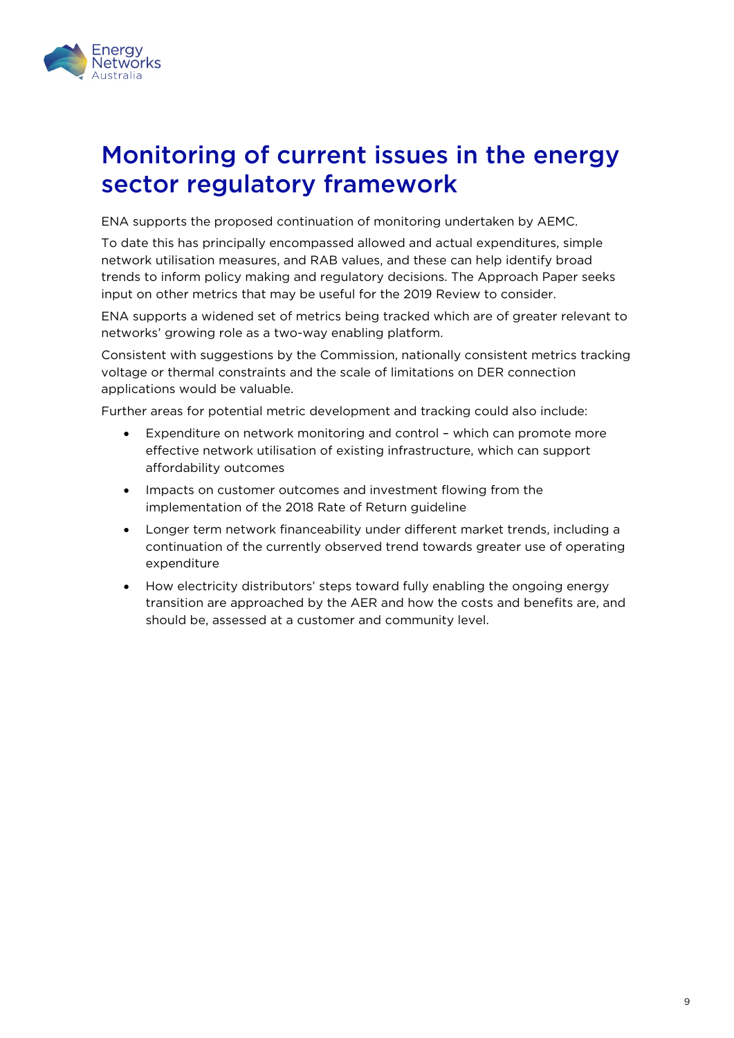# Monitoring of current issues in the energy sector regulatory framework

ENA supports the proposed continuation of monitoring undertaken by AEMC.

To date this has principally encompassed allowed and actual expenditures, simple network utilisation measures, and RAB values, and these can help identify broad trends to inform policy making and regulatory decisions. The Approach Paper seeks input on other metrics that may be useful for the 2019 Review to consider.

ENA supports a widened set of metrics being tracked which are of greater relevant to networks' growing role as a two-way enabling platform.

Consistent with suggestions by the Commission, nationally consistent metrics tracking voltage or thermal constraints and the scale of limitations on DER connection applications would be valuable.

Further areas for potential metric development and tracking could also include:

- Expenditure on network monitoring and control – which can promote more effective network utilisation of existing infrastructure, which can support affordability outcomes
- Impacts on customer outcomes and investment flowing from the implementation of the 2018 Rate of Return guideline
- Longer term network financeability under different market trends, including a continuation of the currently observed trend towards greater use of operating expenditure
- How electricity distributors' steps toward fully enabling the ongoing energy transition are approached by the AER and how the costs and benefits are, and should be, assessed at a customer and community level.